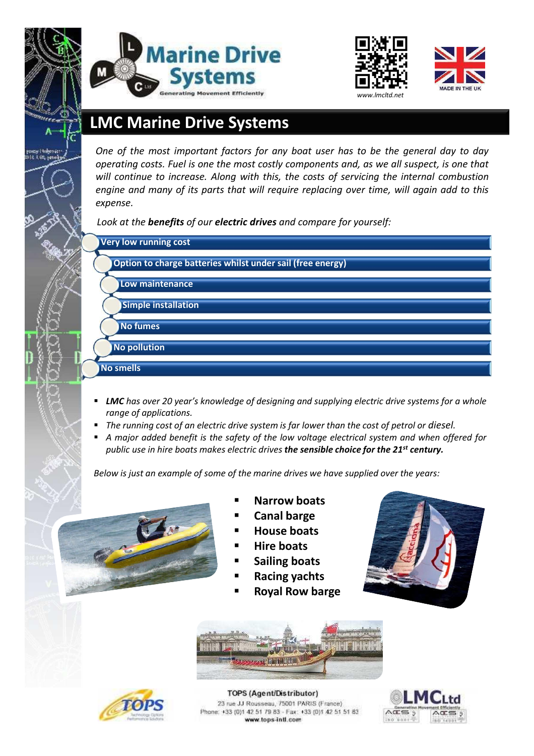Marine Drive Systems

Generating Movement Efficiently

www.lmcltd.net

MADE IN THE UK

# LMC Marine Drive Systems

*One of the most important factors for any boat user has to be the general day to day operating costs. Fuel is one the most costly components and, as we all suspect, is one that will continue to increase. Along with this, the costs of servicing the internal combustion engine and many of its parts that will require replacing over time, will again add to this expense.*

*Look at the **benefits** of our **electric drives** and compare for yourself:*

- **Very low running cost**
- **Option to charge batteries whilst under sail (free energy)**
- **Low maintenance**
- **Simple installation**
- **No fumes**
- **No pollution**
- **No smells**

- ***LMC** has over 20 year's knowledge of designing and supplying electric drive systems for a whole range of applications.*
- *The running cost of an electric drive system is far lower than the cost of petrol or diesel.*
- *A major added benefit is the safety of the low voltage electrical system and when offered for public use in hire boats makes electric drives **the sensible choice for the 21st century.***

*Below is just an example of some of the marine drives we have supplied over the years:*

- **Narrow boats**
- **Canal barge**
- **House boats**
- **Hire boats**
- **Sailing boats**
- **Racing yachts**
- **Royal Row barge**

TOPS (Agent/Distributor)
23 rue JJ Rousseau, 75001 PARIS (France)
Phone: +33 (0)1 42 51 79 83 - Fax: +33 (0)1 42 51 51 83
www.tops-intl.com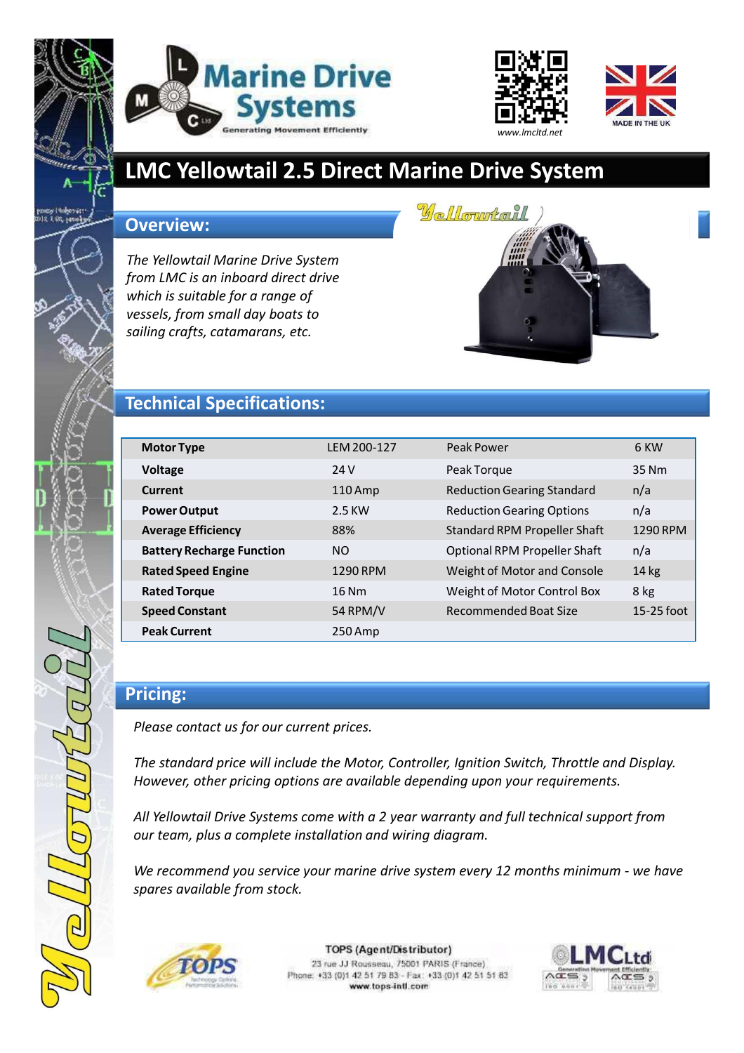Marine Drive Systems

Generating Movement Efficiently

www.lmcltd.net

MADE IN THE UK

# LMC Yellowtail 2.5 Direct Marine Drive System

## Overview:

*The Yellowtail Marine Drive System from LMC is an inboard direct drive which is suitable for a range of vessels, from small day boats to sailing crafts, catamarans, etc.*

## Technical Specifications:

| **Motor Type** | LEM 200-127 | Peak Power | 6 KW |
|---|---|---|---|
| **Voltage** | 24 V | Peak Torque | 35 Nm |
| **Current** | 110 Amp | Reduction Gearing Standard | n/a |
| **Power Output** | 2.5 KW | Reduction Gearing Options | n/a |
| **Average Efficiency** | 88% | Standard RPM Propeller Shaft | 1290 RPM |
| **Battery Recharge Function** | NO | Optional RPM Propeller Shaft | n/a |
| **Rated Speed Engine** | 1290 RPM | Weight of Motor and Console | 14 kg |
| **Rated Torque** | 16 Nm | Weight of Motor Control Box | 8 kg |
| **Speed Constant** | 54 RPM/V | Recommended Boat Size | 15-25 foot |
| **Peak Current** | 250 Amp | | |

## Pricing:

*Please contact us for our current prices.*

*The standard price will include the Motor, Controller, Ignition Switch, Throttle and Display. However, other pricing options are available depending upon your requirements.*

*All Yellowtail Drive Systems come with a 2 year warranty and full technical support from our team, plus a complete installation and wiring diagram.*

*We recommend you service your marine drive system every 12 months minimum - we have spares available from stock.*

TOPS (Agent/Distributor)
23 rue JJ Rousseau, 75001 PARIS (France)
Phone: +33 (0)1 42 51 79 83 - Fax: +33 (0)1 42 51 51 83
www.tops-intl.com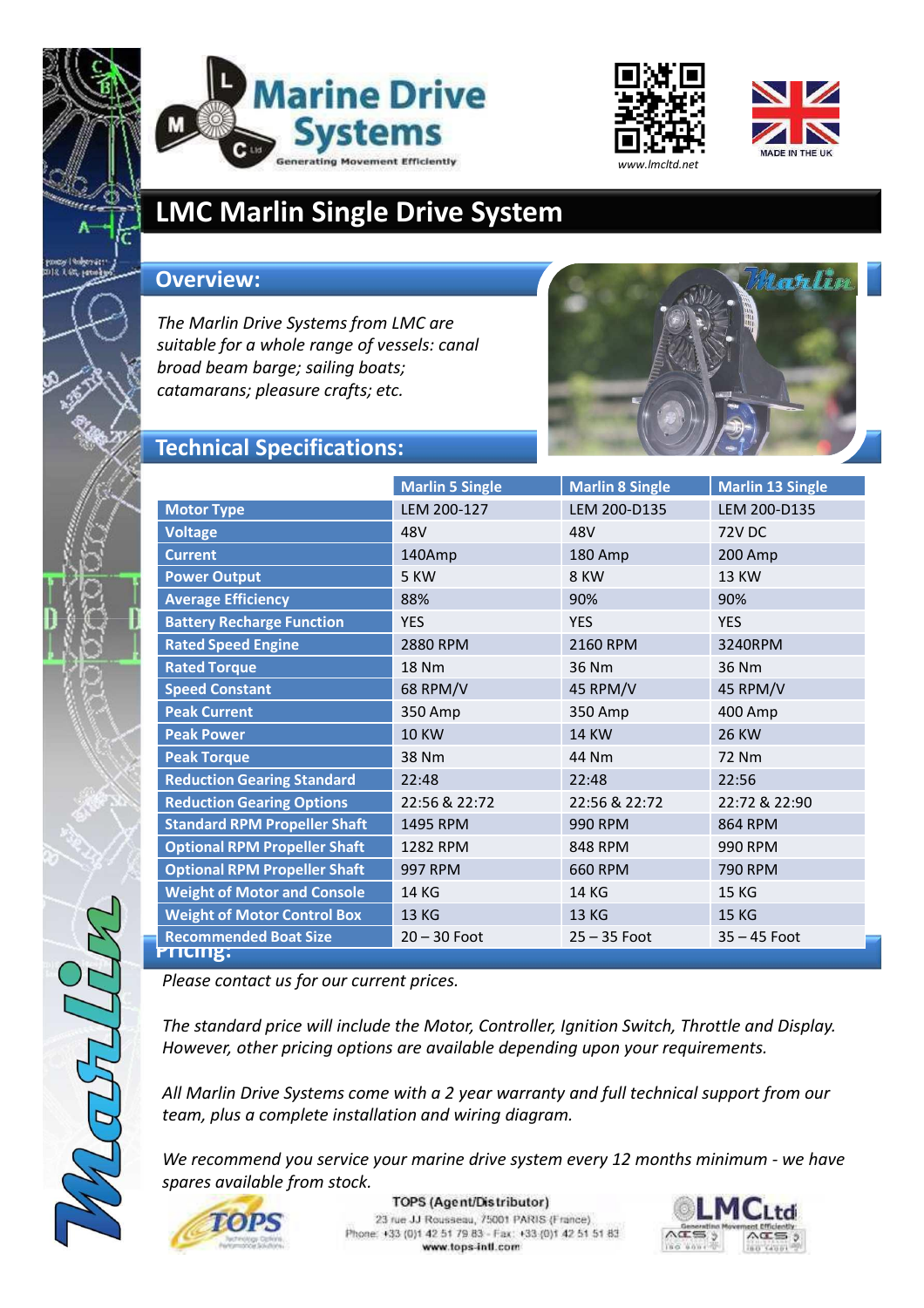Marine Drive Systems
Generating Movement Efficiently

www.lmcltd.net

MADE IN THE UK

# LMC Marlin Single Drive System

## Overview:

*The Marlin Drive Systems from LMC are suitable for a whole range of vessels: canal broad beam barge; sailing boats; catamarans; pleasure crafts; etc.*

## Technical Specifications:

| | Marlin 5 Single | Marlin 8 Single | Marlin 13 Single |
|---|---|---|---|
| **Motor Type** | LEM 200-127 | LEM 200-D135 | LEM 200-D135 |
| **Voltage** | 48V | 48V | 72V DC |
| **Current** | 140Amp | 180 Amp | 200 Amp |
| **Power Output** | 5 KW | 8 KW | 13 KW |
| **Average Efficiency** | 88% | 90% | 90% |
| **Battery Recharge Function** | YES | YES | YES |
| **Rated Speed Engine** | 2880 RPM | 2160 RPM | 3240RPM |
| **Rated Torque** | 18 Nm | 36 Nm | 36 Nm |
| **Speed Constant** | 68 RPM/V | 45 RPM/V | 45 RPM/V |
| **Peak Current** | 350 Amp | 350 Amp | 400 Amp |
| **Peak Power** | 10 KW | 14 KW | 26 KW |
| **Peak Torque** | 38 Nm | 44 Nm | 72 Nm |
| **Reduction Gearing Standard** | 22:48 | 22:48 | 22:56 |
| **Reduction Gearing Options** | 22:56 & 22:72 | 22:56 & 22:72 | 22:72 & 22:90 |
| **Standard RPM Propeller Shaft** | 1495 RPM | 990 RPM | 864 RPM |
| **Optional RPM Propeller Shaft** | 1282 RPM | 848 RPM | 990 RPM |
| **Optional RPM Propeller Shaft** | 997 RPM | 660 RPM | 790 RPM |
| **Weight of Motor and Console** | 14 KG | 14 KG | 15 KG |
| **Weight of Motor Control Box** | 13 KG | 13 KG | 15 KG |
| **Recommended Boat Size** | 20 – 30 Foot | 25 – 35 Foot | 35 – 45 Foot |

## Pricing:

*Please contact us for our current prices.*

*The standard price will include the Motor, Controller, Ignition Switch, Throttle and Display. However, other pricing options are available depending upon your requirements.*

*All Marlin Drive Systems come with a 2 year warranty and full technical support from our team, plus a complete installation and wiring diagram.*

*We recommend you service your marine drive system every 12 months minimum - we have spares available from stock.*

**TOPS (Agent/Distributor)**
23 rue JJ Rousseau, 75001 PARIS (France)
Phone: +33 (0)1 42 51 79 83 - Fax: +33 (0)1 42 51 51 83
**www.tops-intl.com**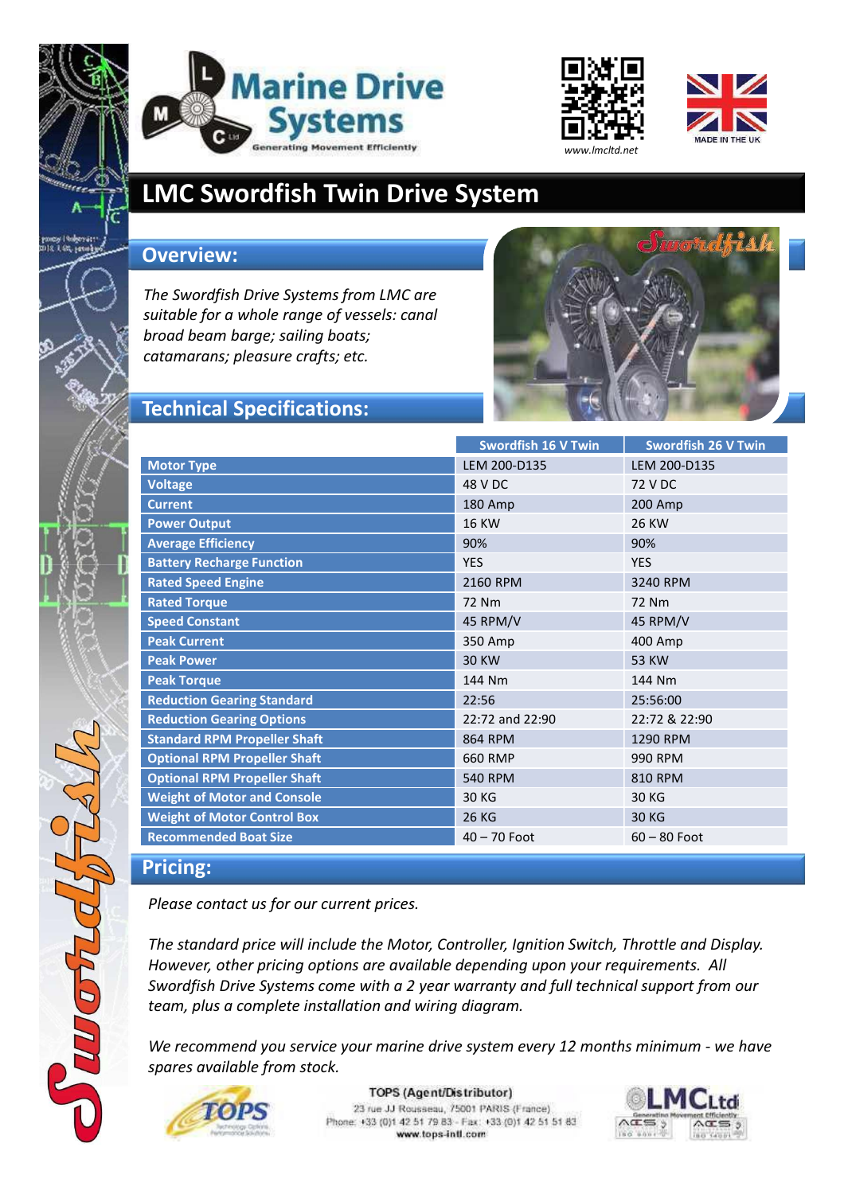Marine Drive Systems

Generating Movement Efficiently

www.lmcltd.net

MADE IN THE UK

# LMC Swordfish Twin Drive System

## Overview:

*The Swordfish Drive Systems from LMC are suitable for a whole range of vessels: canal broad beam barge; sailing boats; catamarans; pleasure crafts; etc.*

## Technical Specifications:

| | Swordfish 16 V Twin | Swordfish 26 V Twin |
|---|---|---|
| **Motor Type** | LEM 200-D135 | LEM 200-D135 |
| **Voltage** | 48 V DC | 72 V DC |
| **Current** | 180 Amp | 200 Amp |
| **Power Output** | 16 KW | 26 KW |
| **Average Efficiency** | 90% | 90% |
| **Battery Recharge Function** | YES | YES |
| **Rated Speed Engine** | 2160 RPM | 3240 RPM |
| **Rated Torque** | 72 Nm | 72 Nm |
| **Speed Constant** | 45 RPM/V | 45 RPM/V |
| **Peak Current** | 350 Amp | 400 Amp |
| **Peak Power** | 30 KW | 53 KW |
| **Peak Torque** | 144 Nm | 144 Nm |
| **Reduction Gearing Standard** | 22:56 | 25:56:00 |
| **Reduction Gearing Options** | 22:72 and 22:90 | 22:72 & 22:90 |
| **Standard RPM Propeller Shaft** | 864 RPM | 1290 RPM |
| **Optional RPM Propeller Shaft** | 660 RMP | 990 RPM |
| **Optional RPM Propeller Shaft** | 540 RPM | 810 RPM |
| **Weight of Motor and Console** | 30 KG | 30 KG |
| **Weight of Motor Control Box** | 26 KG | 30 KG |
| **Recommended Boat Size** | 40 – 70 Foot | 60 – 80 Foot |

## Pricing:

*Please contact us for our current prices.*

*The standard price will include the Motor, Controller, Ignition Switch, Throttle and Display. However, other pricing options are available depending upon your requirements. All Swordfish Drive Systems come with a 2 year warranty and full technical support from our team, plus a complete installation and wiring diagram.*

*We recommend you service your marine drive system every 12 months minimum - we have spares available from stock.*

TOPS (Agent/Distributor)
23 rue JJ Rousseau, 75001 PARIS (France)
Phone: +33 (0)1 42 51 79 83 - Fax: +33 (0)1 42 51 51 83
www.tops-intl.com

LMC Ltd